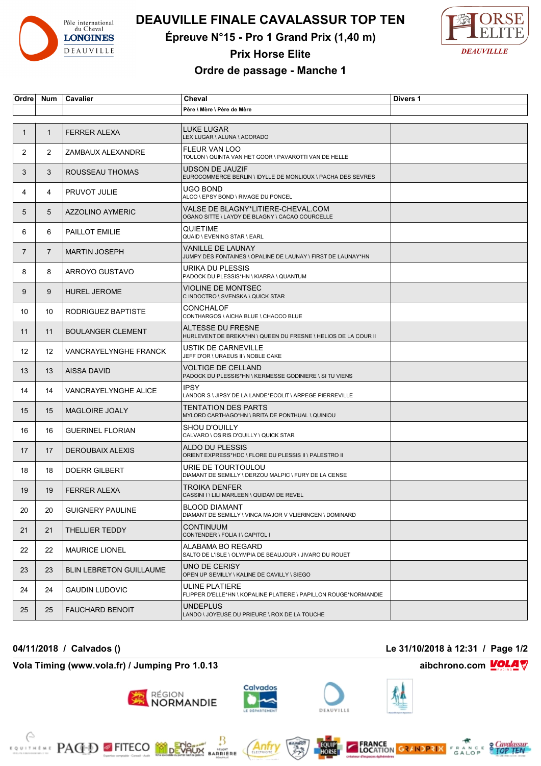# DEAUVILLE FINALE CAVALASSUR TOP TEN

## Épreuve N°15 - Pro 1 Grand Prix (1,40 m)

## Prix Horse Elite

## Ordre de passage - Manche 1

| Ordre | Num | Cavalier | Cheval<br>Père \ Mère \ Père de Mère | Divers 1 |
|---|---|---|---|---|
| 1 | 1 | FERRER ALEXA | LUKE LUGAR<br>LEX LUGAR \ ALUNA \ ACORADO | |
| 2 | 2 | ZAMBAUX ALEXANDRE | FLEUR VAN LOO<br>TOULON \ QUINTA VAN HET GOOR \ PAVAROTTI VAN DE HELLE | |
| 3 | 3 | ROUSSEAU THOMAS | UDSON DE JAUZIF<br>EUROCOMMERCE BERLIN \ IDYLLE DE MONLIOUX \ PACHA DES SEVRES | |
| 4 | 4 | PRUVOT JULIE | UGO BOND<br>ALCO \ EPSY BOND \ RIVAGE DU PONCEL | |
| 5 | 5 | AZZOLINO AYMERIC | VALSE DE BLAGNY*LITIERE-CHEVAL.COM<br>OGANO SITTE \ LAYDY DE BLAGNY \ CACAO COURCELLE | |
| 6 | 6 | PAILLOT EMILIE | QUIETIME<br>QUAID \ EVENING STAR \ EARL | |
| 7 | 7 | MARTIN JOSEPH | VANILLE DE LAUNAY<br>JUMPY DES FONTAINES \ OPALINE DE LAUNAY \ FIRST DE LAUNAY*HN | |
| 8 | 8 | ARROYO GUSTAVO | URIKA DU PLESSIS<br>PADOCK DU PLESSIS*HN \ KIARRA \ QUANTUM | |
| 9 | 9 | HUREL JEROME | VIOLINE DE MONTSEC<br>C INDOCTRO \ SVENSKA \ QUICK STAR | |
| 10 | 10 | RODRIGUEZ BAPTISTE | CONCHALOF<br>CONTHARGOS \ AICHA BLUE \ CHACCO BLUE | |
| 11 | 11 | BOULANGER CLEMENT | ALTESSE DU FRESNE<br>HURLEVENT DE BREKA*HN \ QUEEN DU FRESNE \ HELIOS DE LA COUR II | |
| 12 | 12 | VANCRAYELYNGHE FRANCK | USTIK DE CARNEVILLE<br>JEFF D'OR \ URAEUS II \ NOBLE CAKE | |
| 13 | 13 | AISSA DAVID | VOLTIGE DE CELLAND<br>PADOCK DU PLESSIS*HN \ KERMESSE GODINIERE \ SI TU VIENS | |
| 14 | 14 | VANCRAYELYNGHE ALICE | IPSY<br>LANDOR S \ JIPSY DE LA LANDE*ECOLIT \ ARPEGE PIERREVILLE | |
| 15 | 15 | MAGLOIRE JOALY | TENTATION DES PARTS<br>MYLORD CARTHAGO*HN \ BRITA DE PONTHUAL \ QUINIOU | |
| 16 | 16 | GUERINEL FLORIAN | SHOU D'OUILLY<br>CALVARO \ OSIRIS D'OUILLY \ QUICK STAR | |
| 17 | 17 | DEROUBAIX ALEXIS | ALDO DU PLESSIS<br>ORIENT EXPRESS*HDC \ FLORE DU PLESSIS II \ PALESTRO II | |
| 18 | 18 | DOERR GILBERT | URIE DE TOURTOULOU<br>DIAMANT DE SEMILLY \ DERZOU MALPIC \ FURY DE LA CENSE | |
| 19 | 19 | FERRER ALEXA | TROIKA DENFER<br>CASSINI I \ LILI MARLEEN \ QUIDAM DE REVEL | |
| 20 | 20 | GUIGNERY PAULINE | BLOOD DIAMANT<br>DIAMANT DE SEMILLY \ VINCA MAJOR V VLIERINGEN \ DOMINARD | |
| 21 | 21 | THELLIER TEDDY | CONTINUUM<br>CONTENDER \ FOLIA I \ CAPITOL I | |
| 22 | 22 | MAURICE LIONEL | ALABAMA BO REGARD<br>SALTO DE L'ISLE \ OLYMPIA DE BEAUJOUR \ JIVARO DU ROUET | |
| 23 | 23 | BLIN LEBRETON GUILLAUME | UNO DE CERISY<br>OPEN UP SEMILLY \ KALINE DE CAVILLY \ SIEGO | |
| 24 | 24 | GAUDIN LUDOVIC | ULINE PLATIERE<br>FLIPPER D'ELLE*HN \ KOPALINE PLATIERE \ PAPILLON ROUGE*NORMANDIE | |
| 25 | 25 | FAUCHARD BENOIT | UNDEPLUS<br>LANDO \ JOYEUSE DU PRIEURE \ ROX DE LA TOUCHE | |

**04/11/2018 / Calvados ()** — **Le 31/10/2018 à 12:31**

**Vola Timing (www.vola.fr) / Jumping Pro 1.0.13** — **aibchrono.com**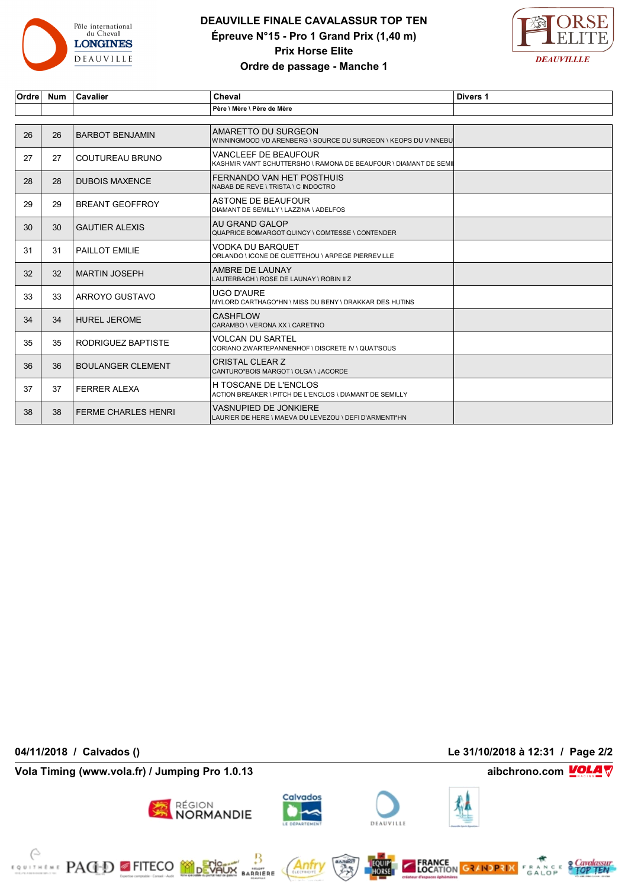# DEAUVILLE FINALE CAVALASSUR TOP TEN

## Épreuve N°15 - Pro 1 Grand Prix (1,40 m)

## Prix Horse Elite

## Ordre de passage - Manche 1

| Ordre | Num | Cavalier | Cheval<br>Père \ Mère \ Père de Mère | Divers 1 |
|---|---|---|---|---|
| 26 | 26 | BARBOT BENJAMIN | AMARETTO DU SURGEON<br>WINNINGMOOD VD ARENBERG \ SOURCE DU SURGEON \ KEOPS DU VINNEBU | |
| 27 | 27 | COUTUREAU BRUNO | VANCLEEF DE BEAUFOUR<br>KASHMIR VAN'T SCHUTTERSHO \ RAMONA DE BEAUFOUR \ DIAMANT DE SEMII | |
| 28 | 28 | DUBOIS MAXENCE | FERNANDO VAN HET POSTHUIS<br>NABAB DE REVE \ TRISTA \ C INDOCTRO | |
| 29 | 29 | BREANT GEOFFROY | ASTONE DE BEAUFOUR<br>DIAMANT DE SEMILLY \ LAZZINA \ ADELFOS | |
| 30 | 30 | GAUTIER ALEXIS | AU GRAND GALOP<br>QUAPRICE BOIMARGOT QUINCY \ COMTESSE \ CONTENDER | |
| 31 | 31 | PAILLOT EMILIE | VODKA DU BARQUET<br>ORLANDO \ ICONE DE QUETTEHOU \ ARPEGE PIERREVILLE | |
| 32 | 32 | MARTIN JOSEPH | AMBRE DE LAUNAY<br>LAUTERBACH \ ROSE DE LAUNAY \ ROBIN II Z | |
| 33 | 33 | ARROYO GUSTAVO | UGO D'AURE<br>MYLORD CARTHAGO*HN \ MISS DU BENY \ DRAKKAR DES HUTINS | |
| 34 | 34 | HUREL JEROME | CASHFLOW<br>CARAMBO \ VERONA XX \ CARETINO | |
| 35 | 35 | RODRIGUEZ BAPTISTE | VOLCAN DU SARTEL<br>CORIANO ZWARTEPANNENHOF \ DISCRETE IV \ QUAT'SOUS | |
| 36 | 36 | BOULANGER CLEMENT | CRISTAL CLEAR Z<br>CANTURO*BOIS MARGOT \ OLGA \ JACORDE | |
| 37 | 37 | FERRER ALEXA | H TOSCANE DE L'ENCLOS<br>ACTION BREAKER \ PITCH DE L'ENCLOS \ DIAMANT DE SEMILLY | |
| 38 | 38 | FERME CHARLES HENRI | VASNUPIED DE JONKIERE<br>LAURIER DE HERE \ MAEVA DU LEVEZOU \ DEFI D'ARMENTI*HN | |

04/11/2018 / Calvados () — Le 31/10/2018 à 12:31

Vola Timing (www.vola.fr) / Jumping Pro 1.0.13 — aibchrono.com